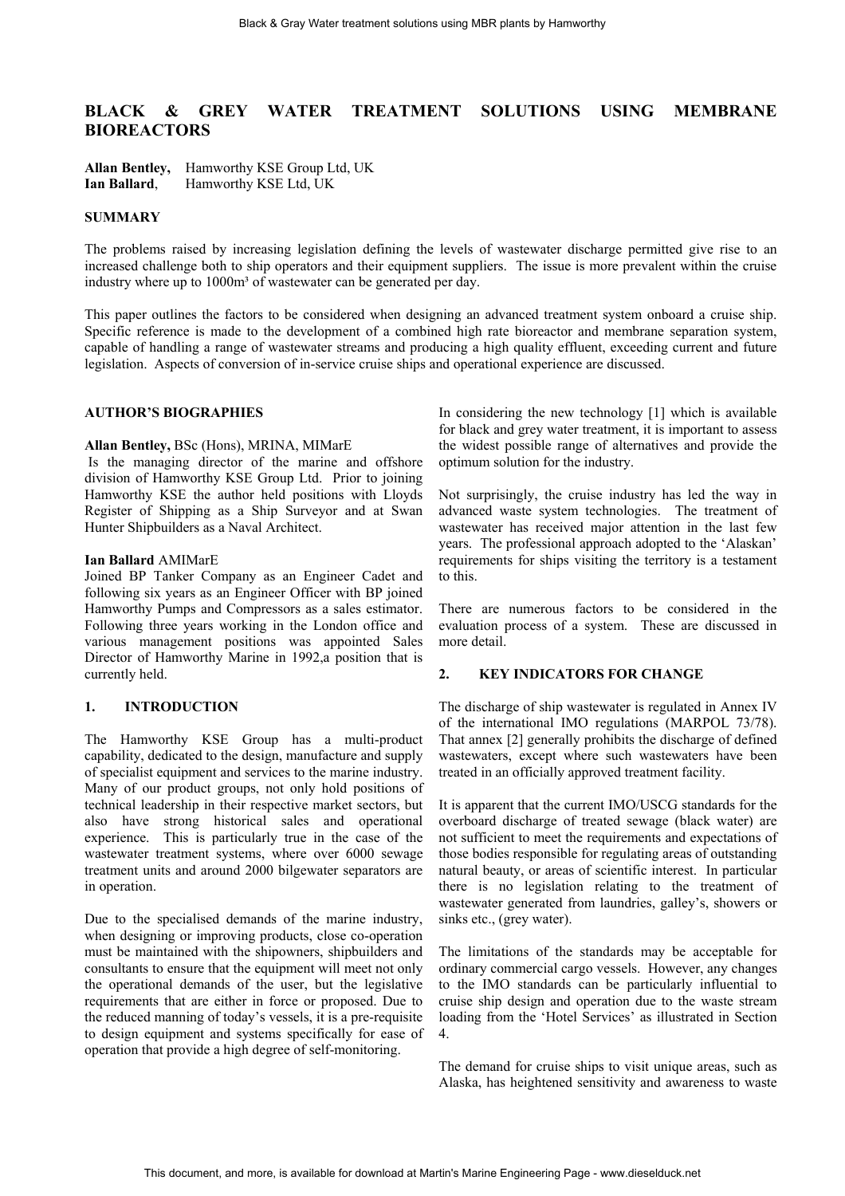# BLACK & GREY WATER TREATMENT SOLUTIONS USING MEMBRANE BIOREACTORS

**Allan Bentley,** Hamworthy KSE Group Ltd, UK
**Ian Ballard**, Hamworthy KSE Ltd, UK

## SUMMARY

The problems raised by increasing legislation defining the levels of wastewater discharge permitted give rise to an increased challenge both to ship operators and their equipment suppliers. The issue is more prevalent within the cruise industry where up to 1000m³ of wastewater can be generated per day.

This paper outlines the factors to be considered when designing an advanced treatment system onboard a cruise ship. Specific reference is made to the development of a combined high rate bioreactor and membrane separation system, capable of handling a range of wastewater streams and producing a high quality effluent, exceeding current and future legislation. Aspects of conversion of in-service cruise ships and operational experience are discussed.

## AUTHOR'S BIOGRAPHIES

**Allan Bentley,** BSc (Hons), MRINA, MIMarE
Is the managing director of the marine and offshore division of Hamworthy KSE Group Ltd. Prior to joining Hamworthy KSE the author held positions with Lloyds Register of Shipping as a Ship Surveyor and at Swan Hunter Shipbuilders as a Naval Architect.

**Ian Ballard** AMIMarE
Joined BP Tanker Company as an Engineer Cadet and following six years as an Engineer Officer with BP joined Hamworthy Pumps and Compressors as a sales estimator. Following three years working in the London office and various management positions was appointed Sales Director of Hamworthy Marine in 1992,a position that is currently held.

## 1. INTRODUCTION

The Hamworthy KSE Group has a multi-product capability, dedicated to the design, manufacture and supply of specialist equipment and services to the marine industry. Many of our product groups, not only hold positions of technical leadership in their respective market sectors, but also have strong historical sales and operational experience. This is particularly true in the case of the wastewater treatment systems, where over 6000 sewage treatment units and around 2000 bilgewater separators are in operation.

Due to the specialised demands of the marine industry, when designing or improving products, close co-operation must be maintained with the shipowners, shipbuilders and consultants to ensure that the equipment will meet not only the operational demands of the user, but the legislative requirements that are either in force or proposed. Due to the reduced manning of today's vessels, it is a pre-requisite to design equipment and systems specifically for ease of operation that provide a high degree of self-monitoring.

In considering the new technology [1] which is available for black and grey water treatment, it is important to assess the widest possible range of alternatives and provide the optimum solution for the industry.

Not surprisingly, the cruise industry has led the way in advanced waste system technologies. The treatment of wastewater has received major attention in the last few years. The professional approach adopted to the 'Alaskan' requirements for ships visiting the territory is a testament to this.

There are numerous factors to be considered in the evaluation process of a system. These are discussed in more detail.

## 2. KEY INDICATORS FOR CHANGE

The discharge of ship wastewater is regulated in Annex IV of the international IMO regulations (MARPOL 73/78). That annex [2] generally prohibits the discharge of defined wastewaters, except where such wastewaters have been treated in an officially approved treatment facility.

It is apparent that the current IMO/USCG standards for the overboard discharge of treated sewage (black water) are not sufficient to meet the requirements and expectations of those bodies responsible for regulating areas of outstanding natural beauty, or areas of scientific interest. In particular there is no legislation relating to the treatment of wastewater generated from laundries, galley's, showers or sinks etc., (grey water).

The limitations of the standards may be acceptable for ordinary commercial cargo vessels. However, any changes to the IMO standards can be particularly influential to cruise ship design and operation due to the waste stream loading from the 'Hotel Services' as illustrated in Section 4.

The demand for cruise ships to visit unique areas, such as Alaska, has heightened sensitivity and awareness to waste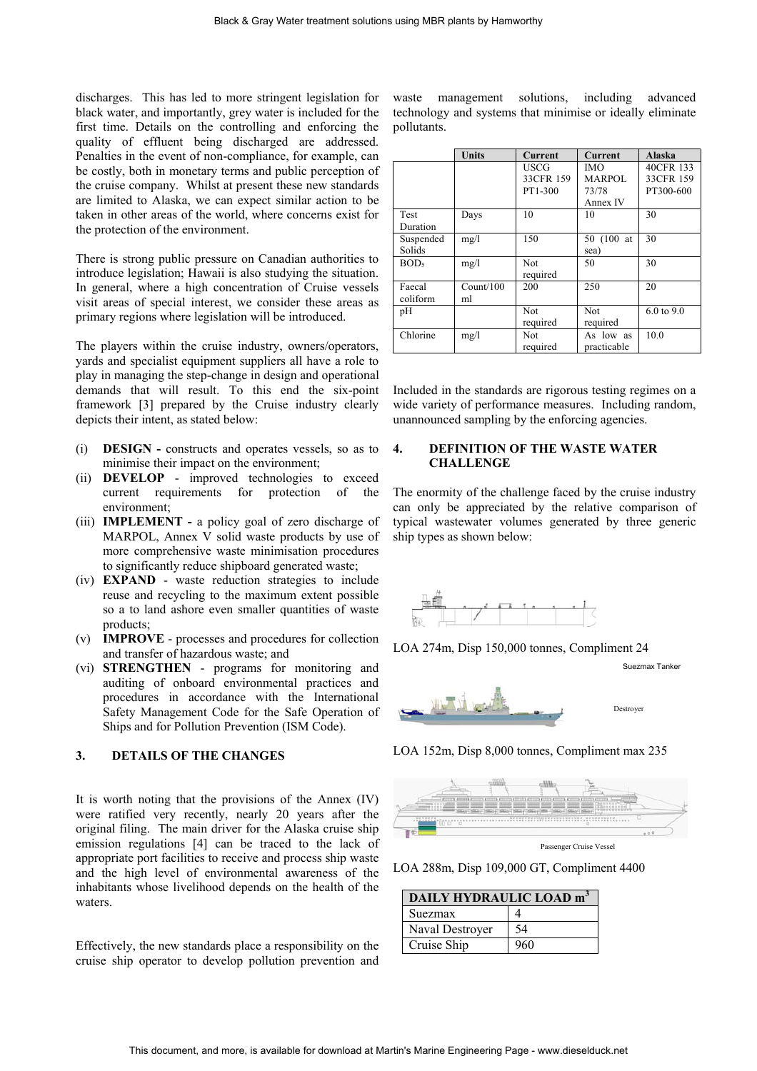discharges. This has led to more stringent legislation for black water, and importantly, grey water is included for the first time. Details on the controlling and enforcing the quality of effluent being discharged are addressed. Penalties in the event of non-compliance, for example, can be costly, both in monetary terms and public perception of the cruise company. Whilst at present these new standards are limited to Alaska, we can expect similar action to be taken in other areas of the world, where concerns exist for the protection of the environment.

There is strong public pressure on Canadian authorities to introduce legislation; Hawaii is also studying the situation. In general, where a high concentration of Cruise vessels visit areas of special interest, we consider these areas as primary regions where legislation will be introduced.

The players within the cruise industry, owners/operators, yards and specialist equipment suppliers all have a role to play in managing the step-change in design and operational demands that will result. To this end the six-point framework [3] prepared by the Cruise industry clearly depicts their intent, as stated below:

(i) **DESIGN -** constructs and operates vessels, so as to minimise their impact on the environment;
(ii) **DEVELOP** - improved technologies to exceed current requirements for protection of the environment;
(iii) **IMPLEMENT -** a policy goal of zero discharge of MARPOL, Annex V solid waste products by use of more comprehensive waste minimisation procedures to significantly reduce shipboard generated waste;
(iv) **EXPAND** - waste reduction strategies to include reuse and recycling to the maximum extent possible so a to land ashore even smaller quantities of waste products;
(v) **IMPROVE** - processes and procedures for collection and transfer of hazardous waste; and
(vi) **STRENGTHEN** - programs for monitoring and auditing of onboard environmental practices and procedures in accordance with the International Safety Management Code for the Safe Operation of Ships and for Pollution Prevention (ISM Code).

## 3. DETAILS OF THE CHANGES

It is worth noting that the provisions of the Annex (IV) were ratified very recently, nearly 20 years after the original filing. The main driver for the Alaska cruise ship emission regulations [4] can be traced to the lack of appropriate port facilities to receive and process ship waste and the high level of environmental awareness of the inhabitants whose livelihood depends on the health of the waters.

Effectively, the new standards place a responsibility on the cruise ship operator to develop pollution prevention and waste management solutions, including advanced technology and systems that minimise or ideally eliminate pollutants.

| | Units | Current | Current | Alaska |
|---|---|---|---|---|
| | | USCG 33CFR 159 PT1-300 | IMO MARPOL 73/78 Annex IV | 40CFR 133 33CFR 159 PT300-600 |
| Test Duration | Days | 10 | 10 | 30 |
| Suspended Solids | mg/l | 150 | 50 (100 at sea) | 30 |
| $BOD_5$ | mg/l | Not required | 50 | 30 |
| Faecal coliform | Count/100 ml | 200 | 250 | 20 |
| pH | | Not required | Not required | 6.0 to 9.0 |
| Chlorine | mg/l | Not required | As low as practicable | 10.0 |

Included in the standards are rigorous testing regimes on a wide variety of performance measures. Including random, unannounced sampling by the enforcing agencies.

## 4. DEFINITION OF THE WASTE WATER CHALLENGE

The enormity of the challenge faced by the cruise industry can only be appreciated by the relative comparison of typical wastewater volumes generated by three generic ship types as shown below:

LOA 274m, Disp 150,000 tonnes, Compliment 24

Suezmax Tanker

Destroyer

LOA 152m, Disp 8,000 tonnes, Compliment max 235

Passenger Cruise Vessel

LOA 288m, Disp 109,000 GT, Compliment 4400

| DAILY HYDRAULIC LOAD $m^3$ | |
|---|---|
| Suezmax | 4 |
| Naval Destroyer | 54 |
| Cruise Ship | 960 |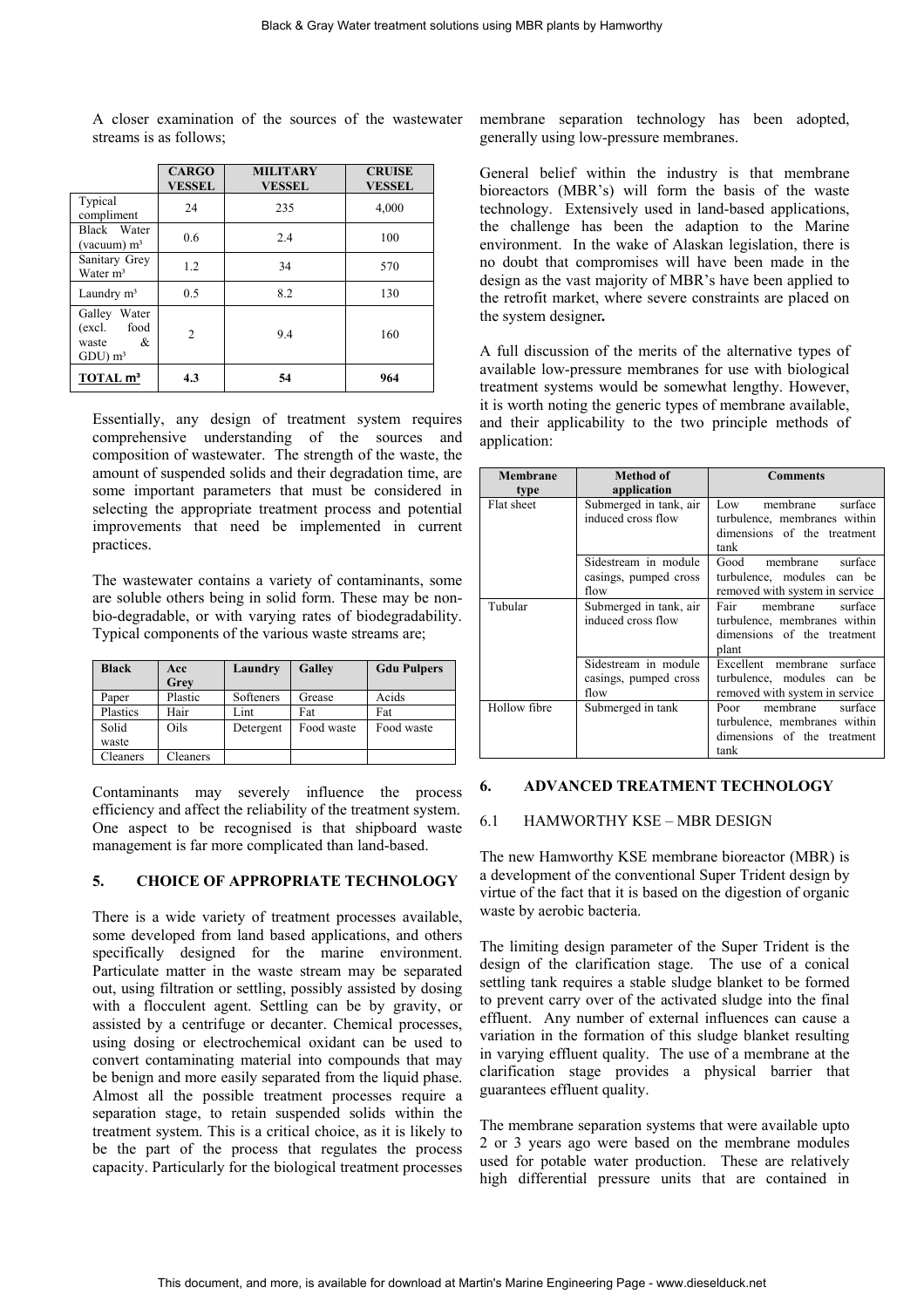A closer examination of the sources of the wastewater streams is as follows;

| | CARGO VESSEL | MILITARY VESSEL | CRUISE VESSEL |
|---|---|---|---|
| Typical compliment | 24 | 235 | 4,000 |
| Black Water (vacuum) m³ | 0.6 | 2.4 | 100 |
| Sanitary Grey Water m³ | 1.2 | 34 | 570 |
| Laundry m³ | 0.5 | 8.2 | 130 |
| Galley Water (excl. food waste & GDU) m³ | 2 | 9.4 | 160 |
| **TOTAL m³** | **4.3** | **54** | **964** |

Essentially, any design of treatment system requires comprehensive understanding of the sources and composition of wastewater. The strength of the waste, the amount of suspended solids and their degradation time, are some important parameters that must be considered in selecting the appropriate treatment process and potential improvements that need be implemented in current practices.

The wastewater contains a variety of contaminants, some are soluble others being in solid form. These may be non-bio-degradable, or with varying rates of biodegradability. Typical components of the various waste streams are;

| Black | Acc Grey | Laundry | Galley | Gdu Pulpers |
|---|---|---|---|---|
| Paper | Plastic | Softeners | Grease | Acids |
| Plastics | Hair | Lint | Fat | Fat |
| Solid waste | Oils | Detergent | Food waste | Food waste |
| Cleaners | Cleaners | | | |

Contaminants may severely influence the process efficiency and affect the reliability of the treatment system. One aspect to be recognised is that shipboard waste management is far more complicated than land-based.

## 5. CHOICE OF APPROPRIATE TECHNOLOGY

There is a wide variety of treatment processes available, some developed from land based applications, and others specifically designed for the marine environment. Particulate matter in the waste stream may be separated out, using filtration or settling, possibly assisted by dosing with a flocculent agent. Settling can be by gravity, or assisted by a centrifuge or decanter. Chemical processes, using dosing or electrochemical oxidant can be used to convert contaminating material into compounds that may be benign and more easily separated from the liquid phase. Almost all the possible treatment processes require a separation stage, to retain suspended solids within the treatment system. This is a critical choice, as it is likely to be the part of the process that regulates the process capacity. Particularly for the biological treatment processes membrane separation technology has been adopted, generally using low-pressure membranes.

General belief within the industry is that membrane bioreactors (MBR's) will form the basis of the waste technology. Extensively used in land-based applications, the challenge has been the adaption to the Marine environment. In the wake of Alaskan legislation, there is no doubt that compromises will have been made in the design as the vast majority of MBR's have been applied to the retrofit market, where severe constraints are placed on the system designer**.**

A full discussion of the merits of the alternative types of available low-pressure membranes for use with biological treatment systems would be somewhat lengthy. However, it is worth noting the generic types of membrane available, and their applicability to the two principle methods of application:

| Membrane type | Method of application | Comments |
|---|---|---|
| Flat sheet | Submerged in tank, air induced cross flow | Low membrane surface turbulence, membranes within dimensions of the treatment tank |
| | Sidestream in module casings, pumped cross flow | Good membrane surface turbulence, modules can be removed with system in service |
| Tubular | Submerged in tank, air induced cross flow | Fair membrane surface turbulence, membranes within dimensions of the treatment plant |
| | Sidestream in module casings, pumped cross flow | Excellent membrane surface turbulence, modules can be removed with system in service |
| Hollow fibre | Submerged in tank | Poor membrane surface turbulence, membranes within dimensions of the treatment tank |

## 6. ADVANCED TREATMENT TECHNOLOGY

### 6.1 HAMWORTHY KSE – MBR DESIGN

The new Hamworthy KSE membrane bioreactor (MBR) is a development of the conventional Super Trident design by virtue of the fact that it is based on the digestion of organic waste by aerobic bacteria.

The limiting design parameter of the Super Trident is the design of the clarification stage. The use of a conical settling tank requires a stable sludge blanket to be formed to prevent carry over of the activated sludge into the final effluent. Any number of external influences can cause a variation in the formation of this sludge blanket resulting in varying effluent quality. The use of a membrane at the clarification stage provides a physical barrier that guarantees effluent quality.

The membrane separation systems that were available upto 2 or 3 years ago were based on the membrane modules used for potable water production. These are relatively high differential pressure units that are contained in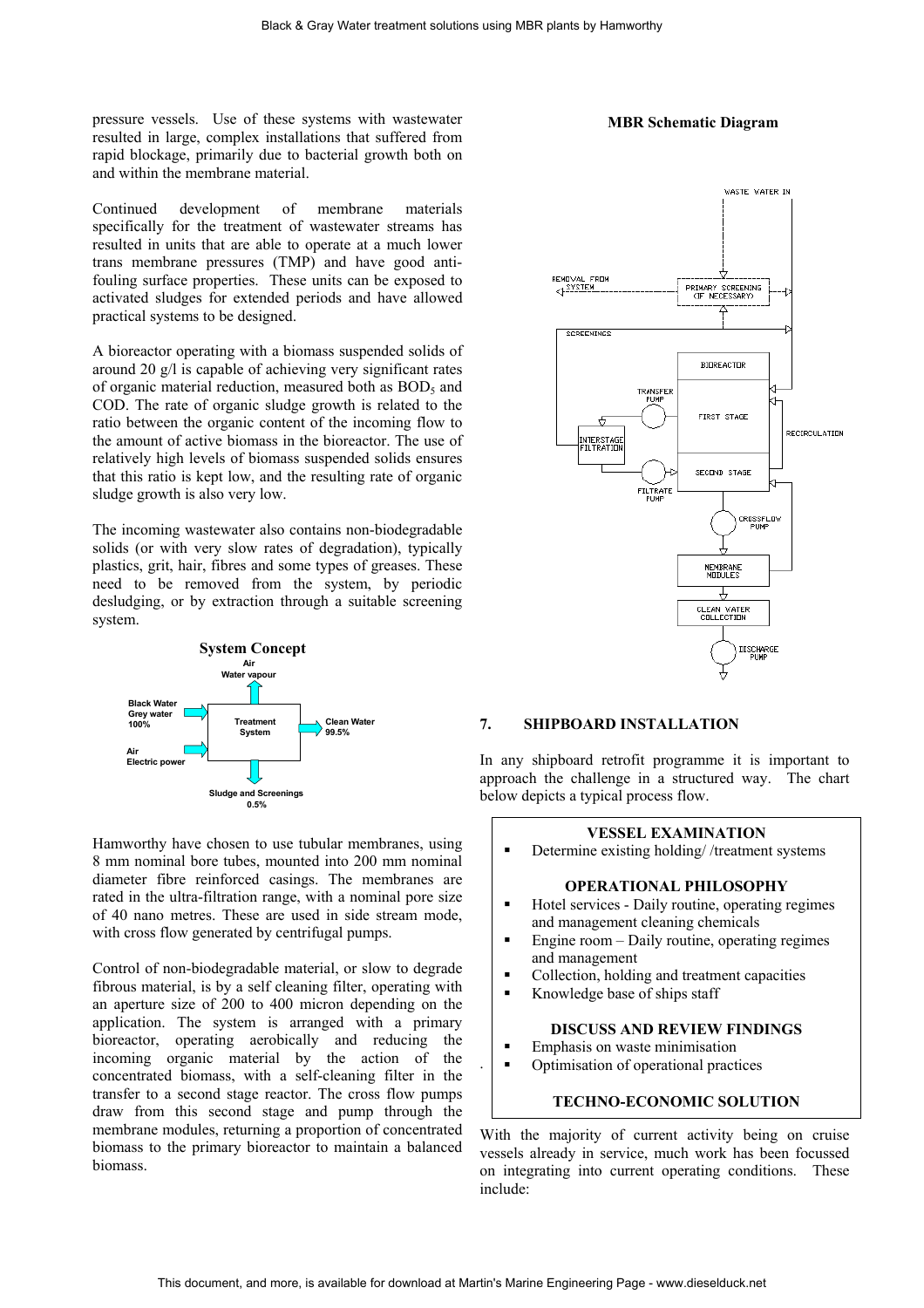pressure vessels. Use of these systems with wastewater resulted in large, complex installations that suffered from rapid blockage, primarily due to bacterial growth both on and within the membrane material.

Continued development of membrane materials specifically for the treatment of wastewater streams has resulted in units that are able to operate at a much lower trans membrane pressures (TMP) and have good anti-fouling surface properties. These units can be exposed to activated sludges for extended periods and have allowed practical systems to be designed.

A bioreactor operating with a biomass suspended solids of around 20 g/l is capable of achieving very significant rates of organic material reduction, measured both as $BOD_5$ and COD. The rate of organic sludge growth is related to the ratio between the organic content of the incoming flow to the amount of active biomass in the bioreactor. The use of relatively high levels of biomass suspended solids ensures that this ratio is kept low, and the resulting rate of organic sludge growth is also very low.

The incoming wastewater also contains non-biodegradable solids (or with very slow rates of degradation), typically plastics, grit, hair, fibres and some types of greases. These need to be removed from the system, by periodic desludging, or by extraction through a suitable screening system.

**System Concept**

Inputs: Black Water, Grey water 100%; Air, Electric power → Treatment System → Clean Water 99.5%; Air, Water vapour; Sludge and Screenings 0.5%

Hamworthy have chosen to use tubular membranes, using 8 mm nominal bore tubes, mounted into 200 mm nominal diameter fibre reinforced casings. The membranes are rated in the ultra-filtration range, with a nominal pore size of 40 nano metres. These are used in side stream mode, with cross flow generated by centrifugal pumps.

Control of non-biodegradable material, or slow to degrade fibrous material, is by a self cleaning filter, operating with an aperture size of 200 to 400 micron depending on the application. The system is arranged with a primary bioreactor, operating aerobically and reducing the incoming organic material by the action of the concentrated biomass, with a self-cleaning filter in the transfer to a second stage reactor. The cross flow pumps draw from this second stage and pump through the membrane modules, returning a proportion of concentrated biomass to the primary bioreactor to maintain a balanced biomass.

**MBR Schematic Diagram**

WASTE WATER IN; PRIMARY SCREENING (IF NECESSARY); REMOVAL FROM SYSTEM; SCREENINGS; BIOREACTOR; FIRST STAGE; SECOND STAGE; TRANSFER PUMP; INTERSTAGE FILTRATION; FILTRATE PUMP; RECIRCULATION; CROSSFLOW PUMP; MEMBRANE MODULES; CLEAN WATER COLLECTION; DISCHARGE PUMP

## 7. SHIPBOARD INSTALLATION

In any shipboard retrofit programme it is important to approach the challenge in a structured way. The chart below depicts a typical process flow.

**VESSEL EXAMINATION**

- Determine existing holding/ /treatment systems

**OPERATIONAL PHILOSOPHY**

- Hotel services - Daily routine, operating regimes and management cleaning chemicals
- Engine room – Daily routine, operating regimes and management
- Collection, holding and treatment capacities
- Knowledge base of ships staff

**DISCUSS AND REVIEW FINDINGS**

- Emphasis on waste minimisation
- Optimisation of operational practices

**TECHNO-ECONOMIC SOLUTION**

With the majority of current activity being on cruise vessels already in service, much work has been focussed on integrating into current operating conditions. These include: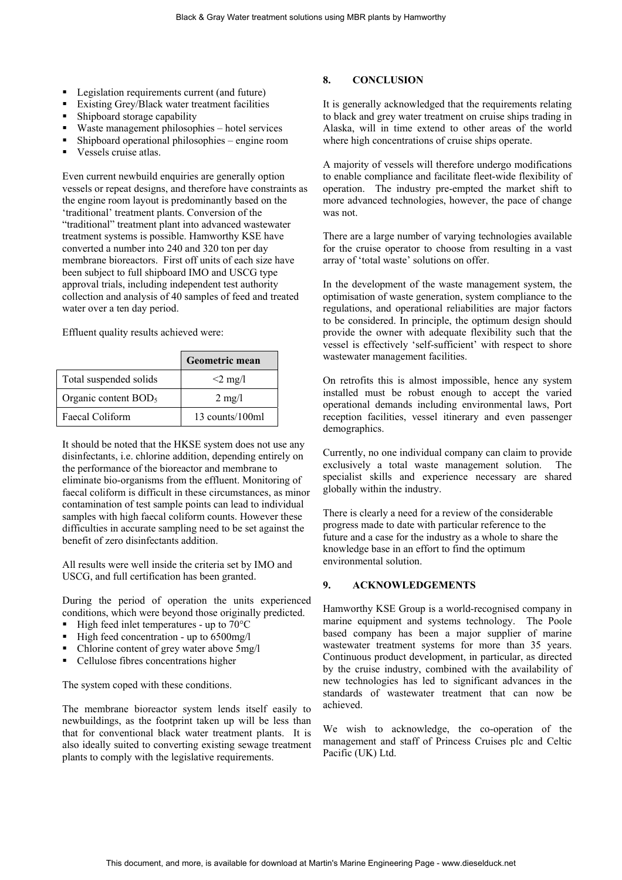- Legislation requirements current (and future)
- Existing Grey/Black water treatment facilities
- Shipboard storage capability
- Waste management philosophies – hotel services
- Shipboard operational philosophies – engine room
- Vessels cruise atlas.

Even current newbuild enquiries are generally option vessels or repeat designs, and therefore have constraints as the engine room layout is predominantly based on the 'traditional' treatment plants. Conversion of the "traditional" treatment plant into advanced wastewater treatment systems is possible. Hamworthy KSE have converted a number into 240 and 320 ton per day membrane bioreactors. First off units of each size have been subject to full shipboard IMO and USCG type approval trials, including independent test authority collection and analysis of 40 samples of feed and treated water over a ten day period.

Effluent quality results achieved were:

| | Geometric mean |
|---|---|
| Total suspended solids | <2 mg/l |
| Organic content $BOD_5$ | 2 mg/l |
| Faecal Coliform | 13 counts/100ml |

It should be noted that the HKSE system does not use any disinfectants, i.e. chlorine addition, depending entirely on the performance of the bioreactor and membrane to eliminate bio-organisms from the effluent. Monitoring of faecal coliform is difficult in these circumstances, as minor contamination of test sample points can lead to individual samples with high faecal coliform counts. However these difficulties in accurate sampling need to be set against the benefit of zero disinfectants addition.

All results were well inside the criteria set by IMO and USCG, and full certification has been granted.

During the period of operation the units experienced conditions, which were beyond those originally predicted.

- High feed inlet temperatures - up to 70°C
- High feed concentration - up to 6500mg/l
- Chlorine content of grey water above 5mg/l
- Cellulose fibres concentrations higher

The system coped with these conditions.

The membrane bioreactor system lends itself easily to newbuildings, as the footprint taken up will be less than that for conventional black water treatment plants. It is also ideally suited to converting existing sewage treatment plants to comply with the legislative requirements.

## 8. CONCLUSION

It is generally acknowledged that the requirements relating to black and grey water treatment on cruise ships trading in Alaska, will in time extend to other areas of the world where high concentrations of cruise ships operate.

A majority of vessels will therefore undergo modifications to enable compliance and facilitate fleet-wide flexibility of operation. The industry pre-empted the market shift to more advanced technologies, however, the pace of change was not.

There are a large number of varying technologies available for the cruise operator to choose from resulting in a vast array of 'total waste' solutions on offer.

In the development of the waste management system, the optimisation of waste generation, system compliance to the regulations, and operational reliabilities are major factors to be considered. In principle, the optimum design should provide the owner with adequate flexibility such that the vessel is effectively 'self-sufficient' with respect to shore wastewater management facilities.

On retrofits this is almost impossible, hence any system installed must be robust enough to accept the varied operational demands including environmental laws, Port reception facilities, vessel itinerary and even passenger demographics.

Currently, no one individual company can claim to provide exclusively a total waste management solution. The specialist skills and experience necessary are shared globally within the industry.

There is clearly a need for a review of the considerable progress made to date with particular reference to the future and a case for the industry as a whole to share the knowledge base in an effort to find the optimum environmental solution.

## 9. ACKNOWLEDGEMENTS

Hamworthy KSE Group is a world-recognised company in marine equipment and systems technology. The Poole based company has been a major supplier of marine wastewater treatment systems for more than 35 years. Continuous product development, in particular, as directed by the cruise industry, combined with the availability of new technologies has led to significant advances in the standards of wastewater treatment that can now be achieved.

We wish to acknowledge, the co-operation of the management and staff of Princess Cruises plc and Celtic Pacific (UK) Ltd.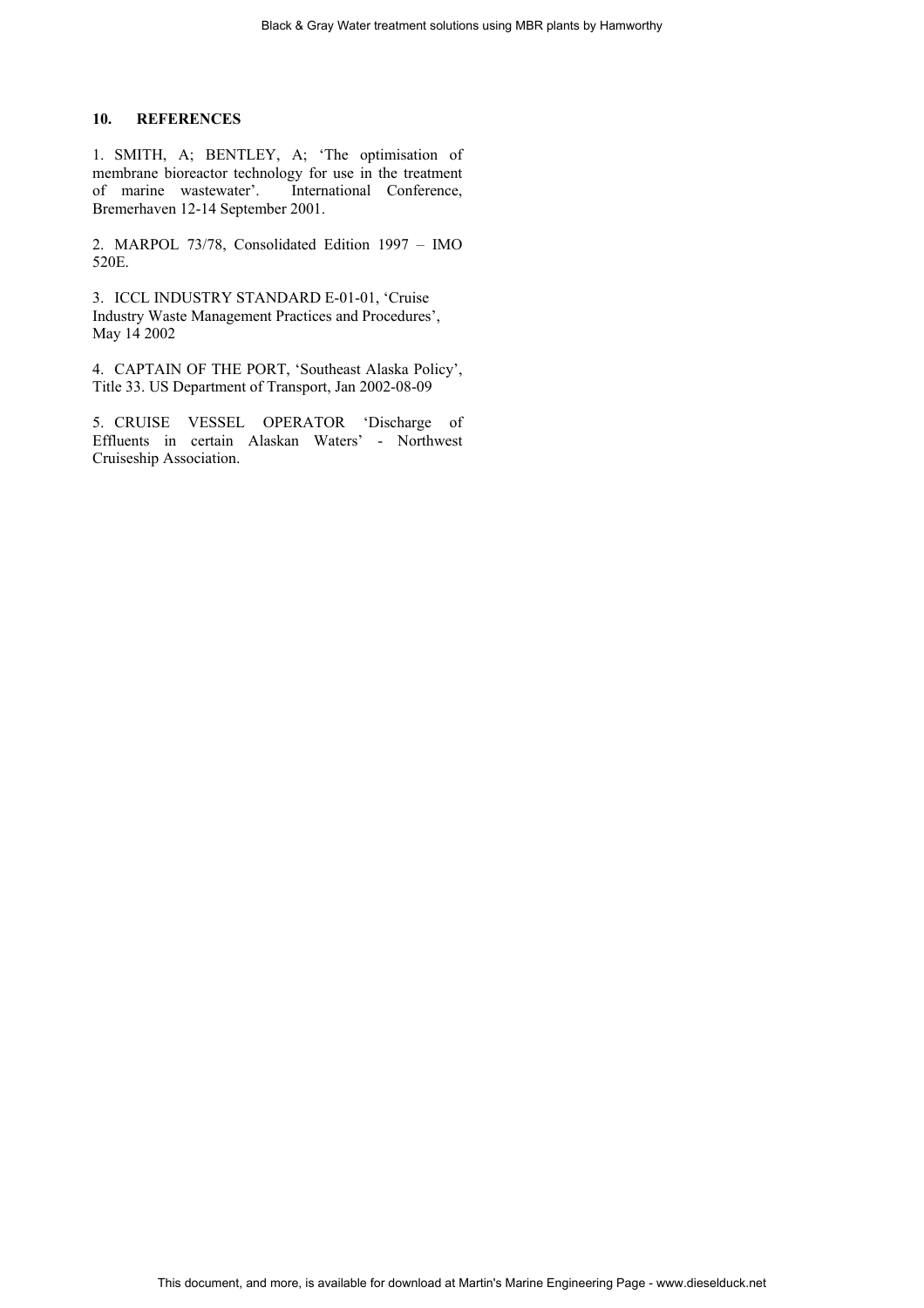## 10. REFERENCES

1. SMITH, A; BENTLEY, A; 'The optimisation of membrane bioreactor technology for use in the treatment of marine wastewater'. International Conference, Bremerhaven 12-14 September 2001.

2. MARPOL 73/78, Consolidated Edition 1997 – IMO 520E.

3. ICCL INDUSTRY STANDARD E-01-01, 'Cruise Industry Waste Management Practices and Procedures', May 14 2002

4. CAPTAIN OF THE PORT, 'Southeast Alaska Policy', Title 33. US Department of Transport, Jan 2002-08-09

5. CRUISE VESSEL OPERATOR 'Discharge of Effluents in certain Alaskan Waters' - Northwest Cruiseship Association.